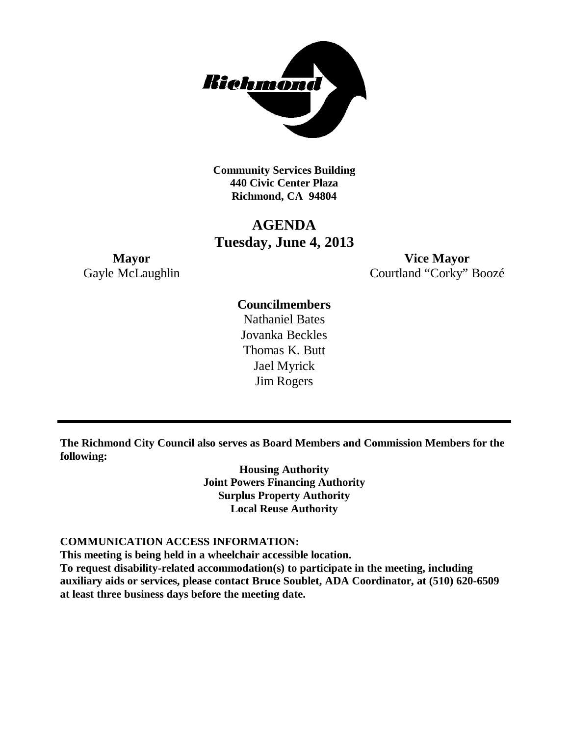**Community Services Building**
**440 Civic Center Plaza**
**Richmond, CA 94804**

# AGENDA
## Tuesday, June 4, 2013

**Mayor**
Gayle McLaughlin

**Vice Mayor**
Courtland "Corky" Boozé

**Councilmembers**
Nathaniel Bates
Jovanka Beckles
Thomas K. Butt
Jael Myrick
Jim Rogers

---

**The Richmond City Council also serves as Board Members and Commission Members for the following:**

**Housing Authority**
**Joint Powers Financing Authority**
**Surplus Property Authority**
**Local Reuse Authority**

**COMMUNICATION ACCESS INFORMATION:**
**This meeting is being held in a wheelchair accessible location.**
**To request disability-related accommodation(s) to participate in the meeting, including auxiliary aids or services, please contact Bruce Soublet, ADA Coordinator, at (510) 620-6509 at least three business days before the meeting date.**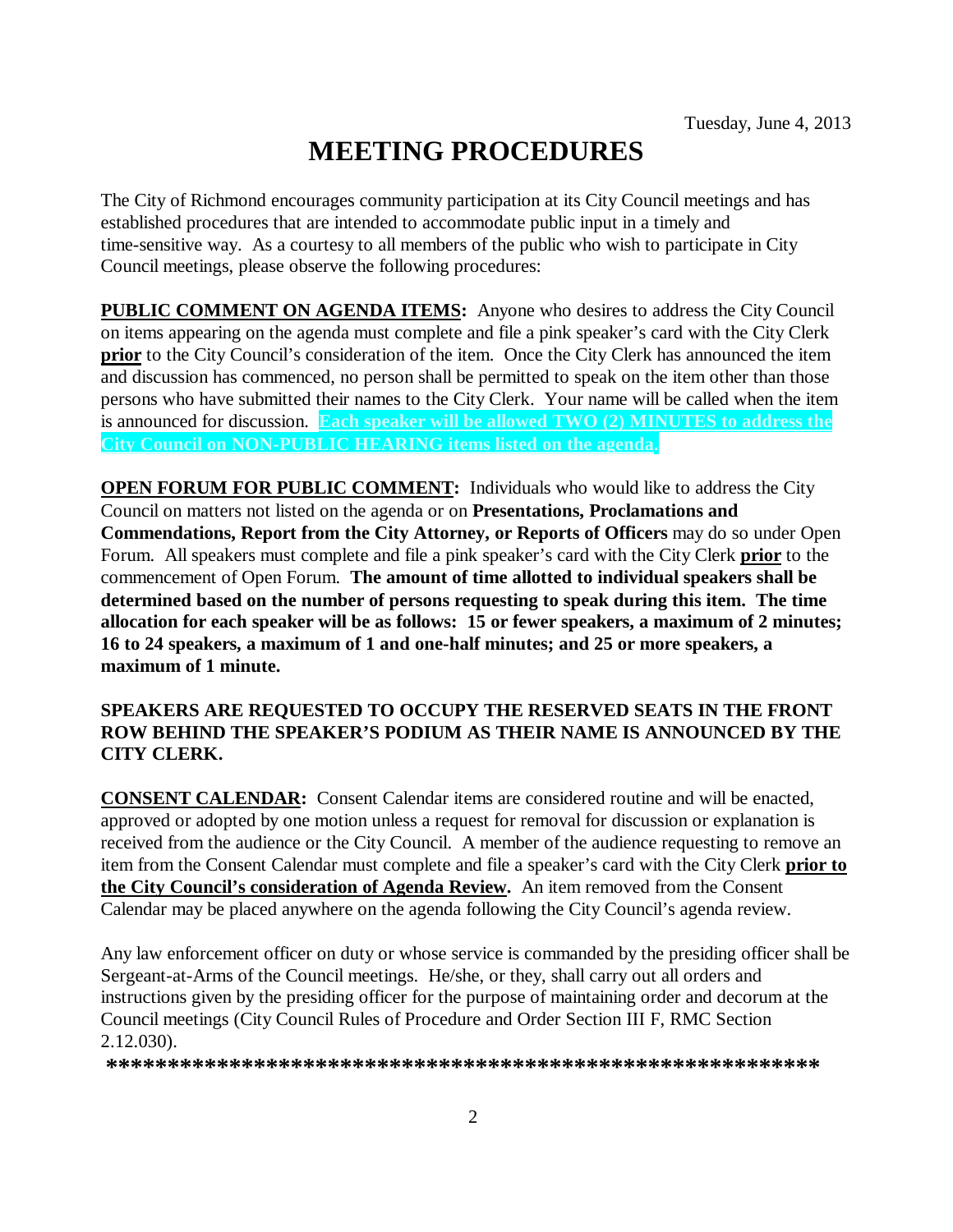Tuesday, June 4, 2013

# MEETING PROCEDURES

The City of Richmond encourages community participation at its City Council meetings and has established procedures that are intended to accommodate public input in a timely and time-sensitive way. As a courtesy to all members of the public who wish to participate in City Council meetings, please observe the following procedures:

**PUBLIC COMMENT ON AGENDA ITEMS:** Anyone who desires to address the City Council on items appearing on the agenda must complete and file a pink speaker's card with the City Clerk **prior** to the City Council's consideration of the item. Once the City Clerk has announced the item and discussion has commenced, no person shall be permitted to speak on the item other than those persons who have submitted their names to the City Clerk. Your name will be called when the item is announced for discussion. **Each speaker will be allowed TWO (2) MINUTES to address the City Council on NON-PUBLIC HEARING items listed on the agenda.**

**OPEN FORUM FOR PUBLIC COMMENT:** Individuals who would like to address the City Council on matters not listed on the agenda or on **Presentations, Proclamations and Commendations, Report from the City Attorney, or Reports of Officers** may do so under Open Forum. All speakers must complete and file a pink speaker's card with the City Clerk **prior** to the commencement of Open Forum. **The amount of time allotted to individual speakers shall be determined based on the number of persons requesting to speak during this item. The time allocation for each speaker will be as follows: 15 or fewer speakers, a maximum of 2 minutes; 16 to 24 speakers, a maximum of 1 and one-half minutes; and 25 or more speakers, a maximum of 1 minute.**

**SPEAKERS ARE REQUESTED TO OCCUPY THE RESERVED SEATS IN THE FRONT ROW BEHIND THE SPEAKER'S PODIUM AS THEIR NAME IS ANNOUNCED BY THE CITY CLERK.**

**CONSENT CALENDAR:** Consent Calendar items are considered routine and will be enacted, approved or adopted by one motion unless a request for removal for discussion or explanation is received from the audience or the City Council. A member of the audience requesting to remove an item from the Consent Calendar must complete and file a speaker's card with the City Clerk **prior to the City Council's consideration of Agenda Review.** An item removed from the Consent Calendar may be placed anywhere on the agenda following the City Council's agenda review.

Any law enforcement officer on duty or whose service is commanded by the presiding officer shall be Sergeant-at-Arms of the Council meetings. He/she, or they, shall carry out all orders and instructions given by the presiding officer for the purpose of maintaining order and decorum at the Council meetings (City Council Rules of Procedure and Order Section III F, RMC Section 2.12.030).

**************************************************************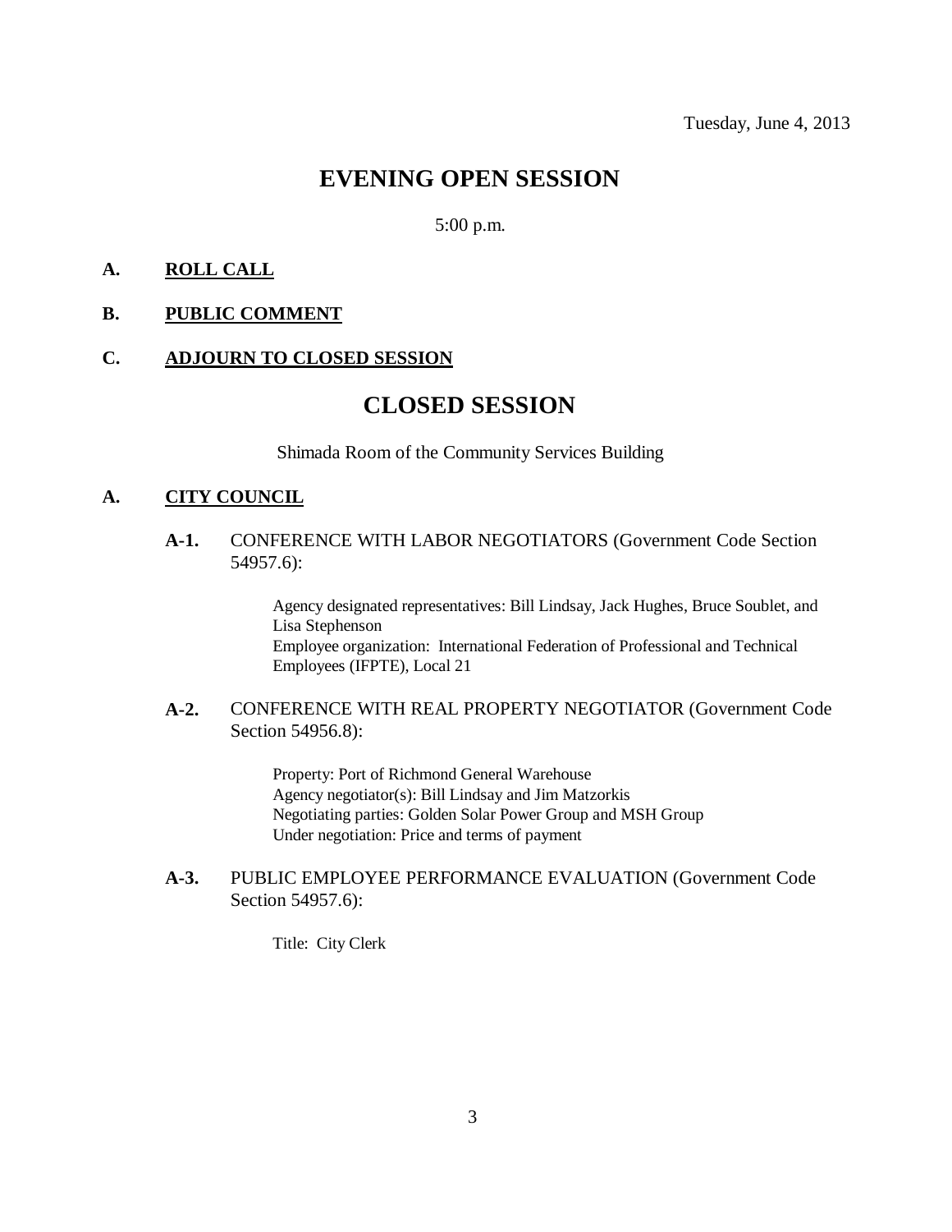Tuesday, June 4, 2013

# EVENING OPEN SESSION

5:00 p.m.

**A. ROLL CALL**

**B. PUBLIC COMMENT**

**C. ADJOURN TO CLOSED SESSION**

# CLOSED SESSION

Shimada Room of the Community Services Building

**A. CITY COUNCIL**

**A-1.** CONFERENCE WITH LABOR NEGOTIATORS (Government Code Section 54957.6):

Agency designated representatives: Bill Lindsay, Jack Hughes, Bruce Soublet, and Lisa Stephenson
Employee organization: International Federation of Professional and Technical Employees (IFPTE), Local 21

**A-2.** CONFERENCE WITH REAL PROPERTY NEGOTIATOR (Government Code Section 54956.8):

Property: Port of Richmond General Warehouse
Agency negotiator(s): Bill Lindsay and Jim Matzorkis
Negotiating parties: Golden Solar Power Group and MSH Group
Under negotiation: Price and terms of payment

**A-3.** PUBLIC EMPLOYEE PERFORMANCE EVALUATION (Government Code Section 54957.6):

Title: City Clerk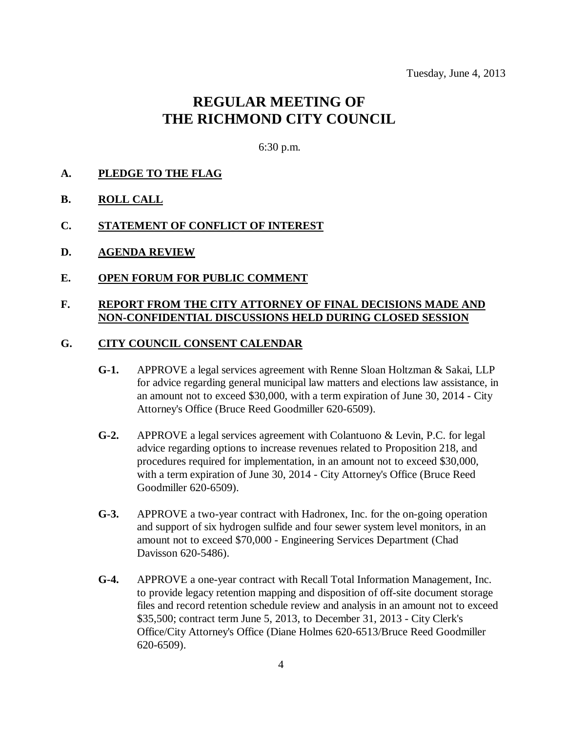Tuesday, June 4, 2013

# REGULAR MEETING OF THE RICHMOND CITY COUNCIL

6:30 p.m.

**A. PLEDGE TO THE FLAG**

**B. ROLL CALL**

**C. STATEMENT OF CONFLICT OF INTEREST**

**D. AGENDA REVIEW**

**E. OPEN FORUM FOR PUBLIC COMMENT**

**F. REPORT FROM THE CITY ATTORNEY OF FINAL DECISIONS MADE AND NON-CONFIDENTIAL DISCUSSIONS HELD DURING CLOSED SESSION**

**G. CITY COUNCIL CONSENT CALENDAR**

**G-1.** APPROVE a legal services agreement with Renne Sloan Holtzman & Sakai, LLP for advice regarding general municipal law matters and elections law assistance, in an amount not to exceed $30,000, with a term expiration of June 30, 2014 - City Attorney's Office (Bruce Reed Goodmiller 620-6509).

**G-2.** APPROVE a legal services agreement with Colantuono & Levin, P.C. for legal advice regarding options to increase revenues related to Proposition 218, and procedures required for implementation, in an amount not to exceed $30,000, with a term expiration of June 30, 2014 - City Attorney's Office (Bruce Reed Goodmiller 620-6509).

**G-3.** APPROVE a two-year contract with Hadronex, Inc. for the on-going operation and support of six hydrogen sulfide and four sewer system level monitors, in an amount not to exceed $70,000 - Engineering Services Department (Chad Davisson 620-5486).

**G-4.** APPROVE a one-year contract with Recall Total Information Management, Inc. to provide legacy retention mapping and disposition of off-site document storage files and record retention schedule review and analysis in an amount not to exceed $35,500; contract term June 5, 2013, to December 31, 2013 - City Clerk's Office/City Attorney's Office (Diane Holmes 620-6513/Bruce Reed Goodmiller 620-6509).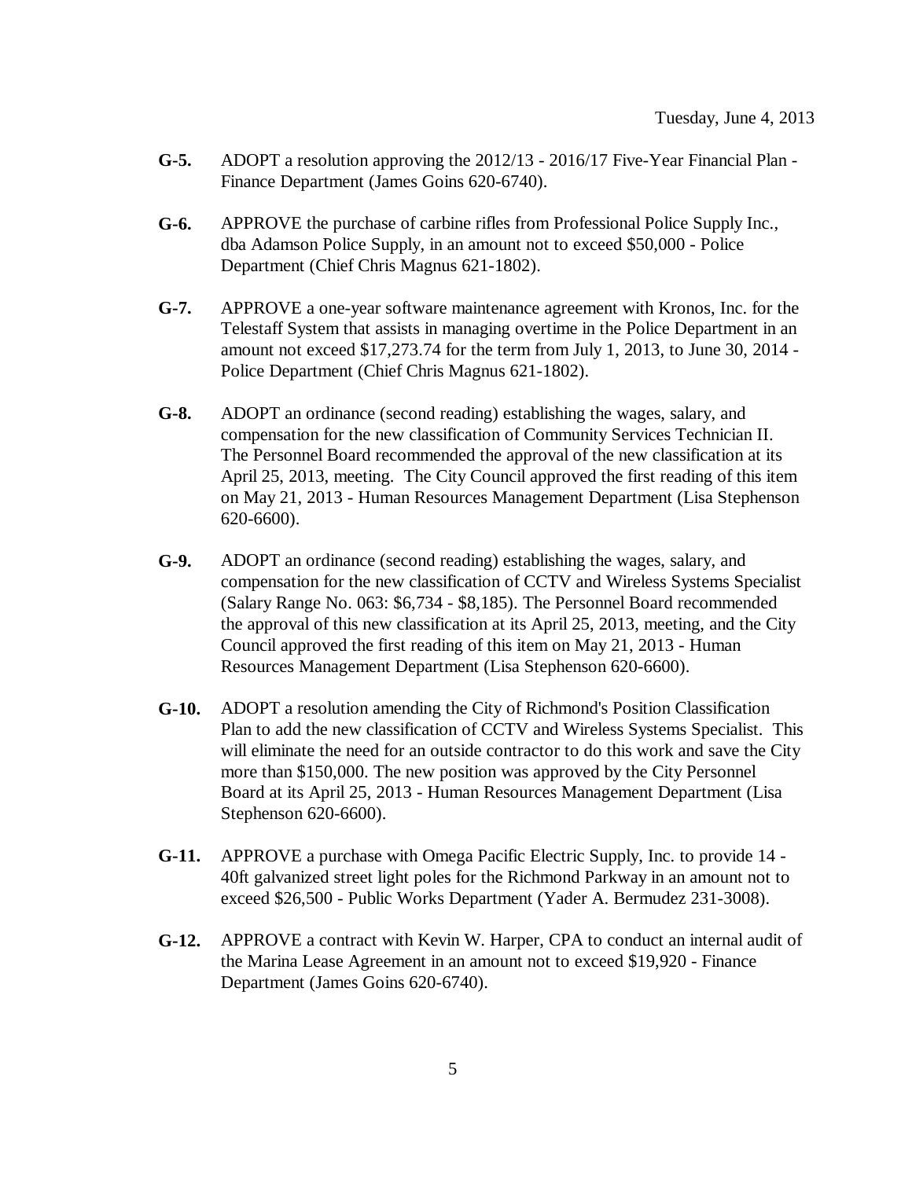Tuesday, June 4, 2013

**G-5.** ADOPT a resolution approving the 2012/13 - 2016/17 Five-Year Financial Plan - Finance Department (James Goins 620-6740).

**G-6.** APPROVE the purchase of carbine rifles from Professional Police Supply Inc., dba Adamson Police Supply, in an amount not to exceed $50,000 - Police Department (Chief Chris Magnus 621-1802).

**G-7.** APPROVE a one-year software maintenance agreement with Kronos, Inc. for the Telestaff System that assists in managing overtime in the Police Department in an amount not exceed $17,273.74 for the term from July 1, 2013, to June 30, 2014 - Police Department (Chief Chris Magnus 621-1802).

**G-8.** ADOPT an ordinance (second reading) establishing the wages, salary, and compensation for the new classification of Community Services Technician II. The Personnel Board recommended the approval of the new classification at its April 25, 2013, meeting. The City Council approved the first reading of this item on May 21, 2013 - Human Resources Management Department (Lisa Stephenson 620-6600).

**G-9.** ADOPT an ordinance (second reading) establishing the wages, salary, and compensation for the new classification of CCTV and Wireless Systems Specialist (Salary Range No. 063: $6,734 - $8,185). The Personnel Board recommended the approval of this new classification at its April 25, 2013, meeting, and the City Council approved the first reading of this item on May 21, 2013 - Human Resources Management Department (Lisa Stephenson 620-6600).

**G-10.** ADOPT a resolution amending the City of Richmond's Position Classification Plan to add the new classification of CCTV and Wireless Systems Specialist. This will eliminate the need for an outside contractor to do this work and save the City more than $150,000. The new position was approved by the City Personnel Board at its April 25, 2013 - Human Resources Management Department (Lisa Stephenson 620-6600).

**G-11.** APPROVE a purchase with Omega Pacific Electric Supply, Inc. to provide 14 - 40ft galvanized street light poles for the Richmond Parkway in an amount not to exceed $26,500 - Public Works Department (Yader A. Bermudez 231-3008).

**G-12.** APPROVE a contract with Kevin W. Harper, CPA to conduct an internal audit of the Marina Lease Agreement in an amount not to exceed $19,920 - Finance Department (James Goins 620-6740).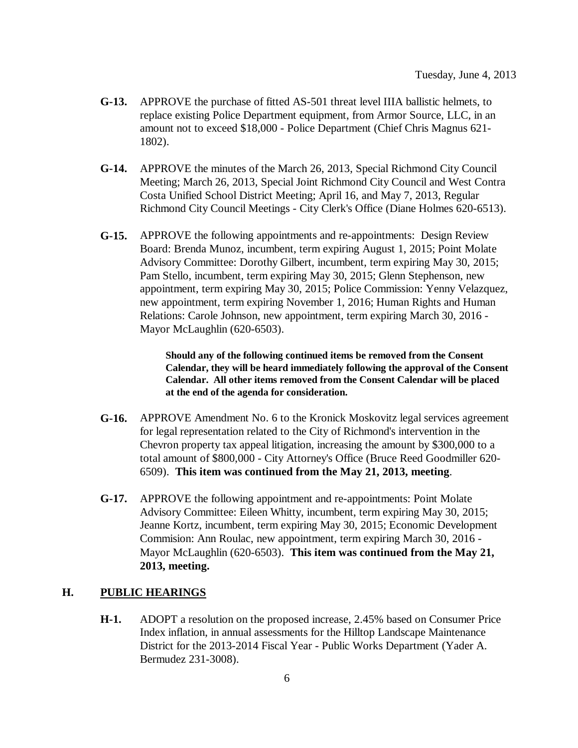**G-13.** APPROVE the purchase of fitted AS-501 threat level IIIA ballistic helmets, to replace existing Police Department equipment, from Armor Source, LLC, in an amount not to exceed $18,000 - Police Department (Chief Chris Magnus 621-1802).

**G-14.** APPROVE the minutes of the March 26, 2013, Special Richmond City Council Meeting; March 26, 2013, Special Joint Richmond City Council and West Contra Costa Unified School District Meeting; April 16, and May 7, 2013, Regular Richmond City Council Meetings - City Clerk's Office (Diane Holmes 620-6513).

**G-15.** APPROVE the following appointments and re-appointments: Design Review Board: Brenda Munoz, incumbent, term expiring August 1, 2015; Point Molate Advisory Committee: Dorothy Gilbert, incumbent, term expiring May 30, 2015; Pam Stello, incumbent, term expiring May 30, 2015; Glenn Stephenson, new appointment, term expiring May 30, 2015; Police Commission: Yenny Velazquez, new appointment, term expiring November 1, 2016; Human Rights and Human Relations: Carole Johnson, new appointment, term expiring March 30, 2016 - Mayor McLaughlin (620-6503).

**Should any of the following continued items be removed from the Consent Calendar, they will be heard immediately following the approval of the Consent Calendar. All other items removed from the Consent Calendar will be placed at the end of the agenda for consideration.**

**G-16.** APPROVE Amendment No. 6 to the Kronick Moskovitz legal services agreement for legal representation related to the City of Richmond's intervention in the Chevron property tax appeal litigation, increasing the amount by $300,000 to a total amount of $800,000 - City Attorney's Office (Bruce Reed Goodmiller 620-6509). **This item was continued from the May 21, 2013, meeting**.

**G-17.** APPROVE the following appointment and re-appointments: Point Molate Advisory Committee: Eileen Whitty, incumbent, term expiring May 30, 2015; Jeanne Kortz, incumbent, term expiring May 30, 2015; Economic Development Commision: Ann Roulac, new appointment, term expiring March 30, 2016 - Mayor McLaughlin (620-6503). **This item was continued from the May 21, 2013, meeting.**

## H. PUBLIC HEARINGS

**H-1.** ADOPT a resolution on the proposed increase, 2.45% based on Consumer Price Index inflation, in annual assessments for the Hilltop Landscape Maintenance District for the 2013-2014 Fiscal Year - Public Works Department (Yader A. Bermudez 231-3008).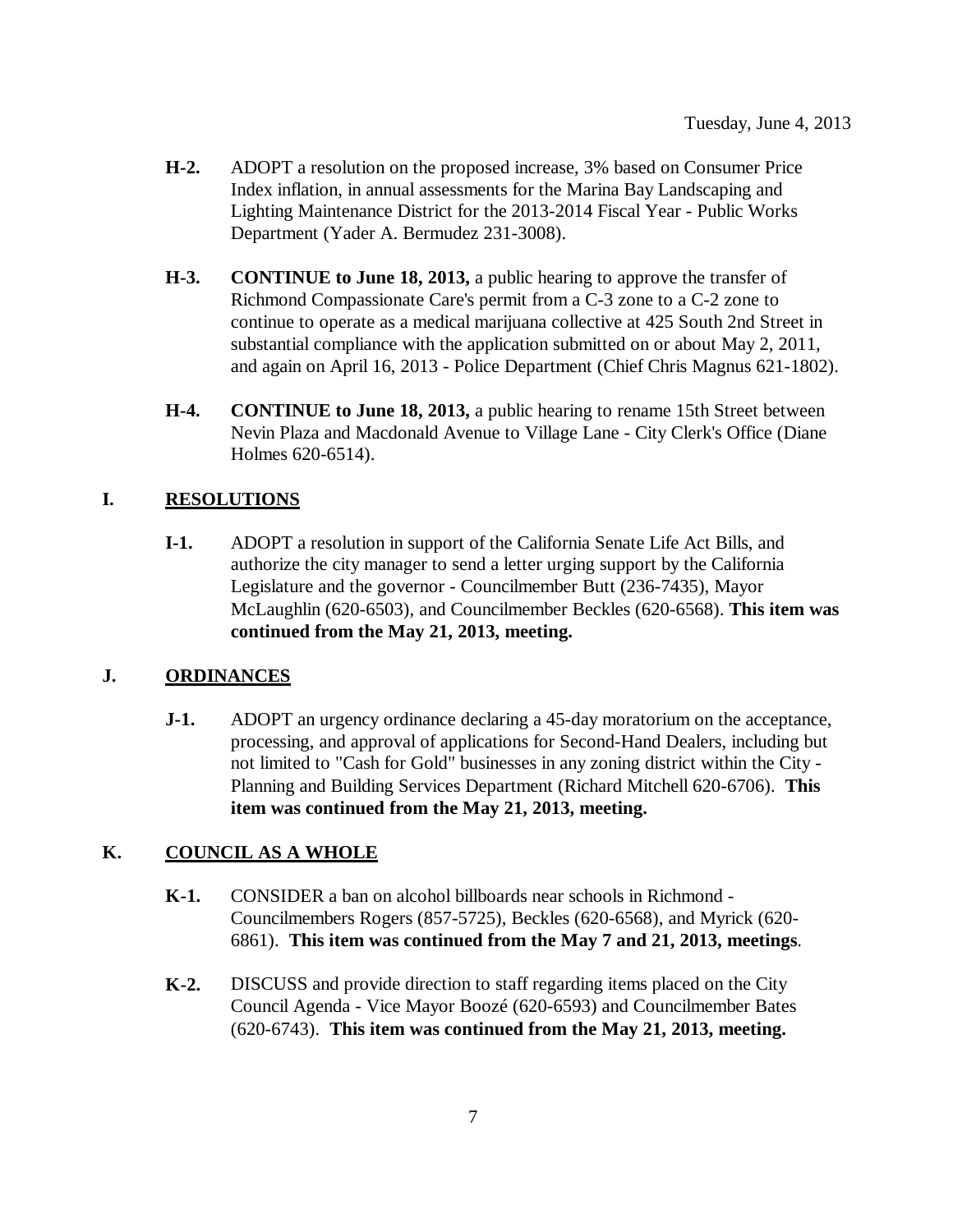Tuesday, June 4, 2013

**H-2.** ADOPT a resolution on the proposed increase, 3% based on Consumer Price Index inflation, in annual assessments for the Marina Bay Landscaping and Lighting Maintenance District for the 2013-2014 Fiscal Year - Public Works Department (Yader A. Bermudez 231-3008).

**H-3.** **CONTINUE to June 18, 2013,** a public hearing to approve the transfer of Richmond Compassionate Care's permit from a C-3 zone to a C-2 zone to continue to operate as a medical marijuana collective at 425 South 2nd Street in substantial compliance with the application submitted on or about May 2, 2011, and again on April 16, 2013 - Police Department (Chief Chris Magnus 621-1802).

**H-4.** **CONTINUE to June 18, 2013,** a public hearing to rename 15th Street between Nevin Plaza and Macdonald Avenue to Village Lane - City Clerk's Office (Diane Holmes 620-6514).

## I. RESOLUTIONS

**I-1.** ADOPT a resolution in support of the California Senate Life Act Bills, and authorize the city manager to send a letter urging support by the California Legislature and the governor - Councilmember Butt (236-7435), Mayor McLaughlin (620-6503), and Councilmember Beckles (620-6568). **This item was continued from the May 21, 2013, meeting.**

## J. ORDINANCES

**J-1.** ADOPT an urgency ordinance declaring a 45-day moratorium on the acceptance, processing, and approval of applications for Second-Hand Dealers, including but not limited to "Cash for Gold" businesses in any zoning district within the City - Planning and Building Services Department (Richard Mitchell 620-6706). **This item was continued from the May 21, 2013, meeting.**

## K. COUNCIL AS A WHOLE

**K-1.** CONSIDER a ban on alcohol billboards near schools in Richmond - Councilmembers Rogers (857-5725), Beckles (620-6568), and Myrick (620-6861). **This item was continued from the May 7 and 21, 2013, meetings**.

**K-2.** DISCUSS and provide direction to staff regarding items placed on the City Council Agenda - Vice Mayor Boozé (620-6593) and Councilmember Bates (620-6743). **This item was continued from the May 21, 2013, meeting.**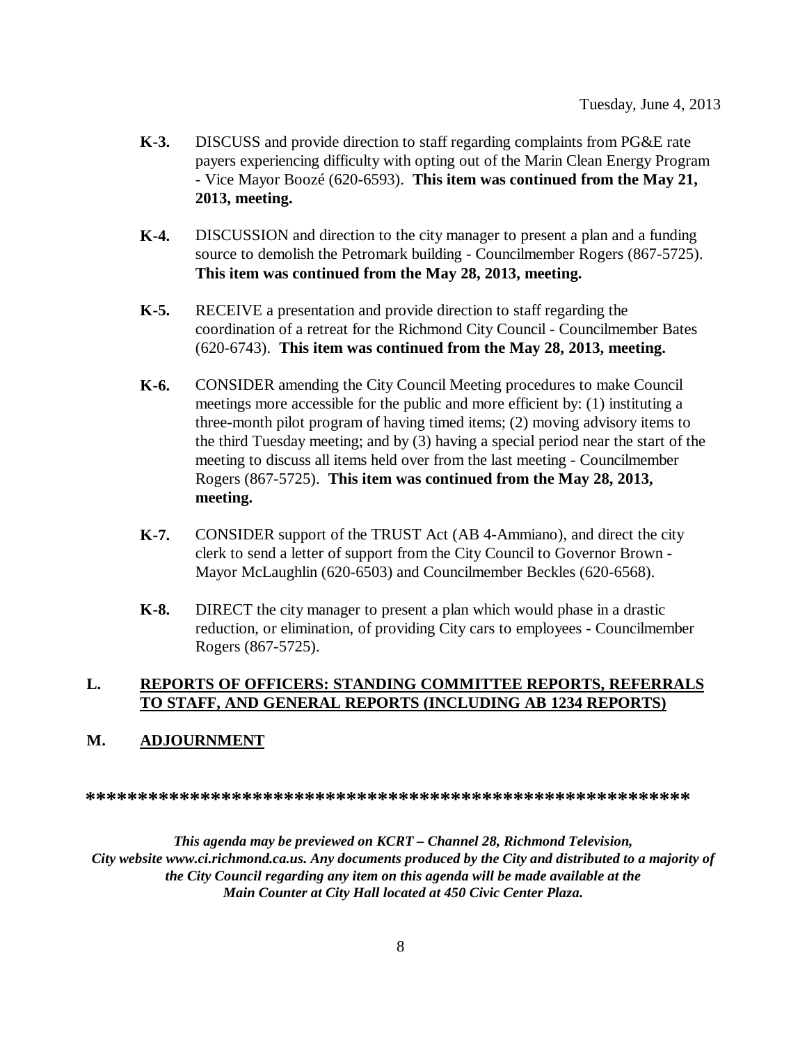- **K-3.** DISCUSS and provide direction to staff regarding complaints from PG&E rate payers experiencing difficulty with opting out of the Marin Clean Energy Program - Vice Mayor Boozé (620-6593). **This item was continued from the May 21, 2013, meeting.**

- **K-4.** DISCUSSION and direction to the city manager to present a plan and a funding source to demolish the Petromark building - Councilmember Rogers (867-5725). **This item was continued from the May 28, 2013, meeting.**

- **K-5.** RECEIVE a presentation and provide direction to staff regarding the coordination of a retreat for the Richmond City Council - Councilmember Bates (620-6743). **This item was continued from the May 28, 2013, meeting.**

- **K-6.** CONSIDER amending the City Council Meeting procedures to make Council meetings more accessible for the public and more efficient by: (1) instituting a three-month pilot program of having timed items; (2) moving advisory items to the third Tuesday meeting; and by (3) having a special period near the start of the meeting to discuss all items held over from the last meeting - Councilmember Rogers (867-5725). **This item was continued from the May 28, 2013, meeting.**

- **K-7.** CONSIDER support of the TRUST Act (AB 4-Ammiano), and direct the city clerk to send a letter of support from the City Council to Governor Brown - Mayor McLaughlin (620-6503) and Councilmember Beckles (620-6568).

- **K-8.** DIRECT the city manager to present a plan which would phase in a drastic reduction, or elimination, of providing City cars to employees - Councilmember Rogers (867-5725).

## L. REPORTS OF OFFICERS: STANDING COMMITTEE REPORTS, REFERRALS TO STAFF, AND GENERAL REPORTS (INCLUDING AB 1234 REPORTS)

## M. ADJOURNMENT

**************************************************************

***This agenda may be previewed on KCRT – Channel 28, Richmond Television, City website www.ci.richmond.ca.us. Any documents produced by the City and distributed to a majority of the City Council regarding any item on this agenda will be made available at the Main Counter at City Hall located at 450 Civic Center Plaza.***